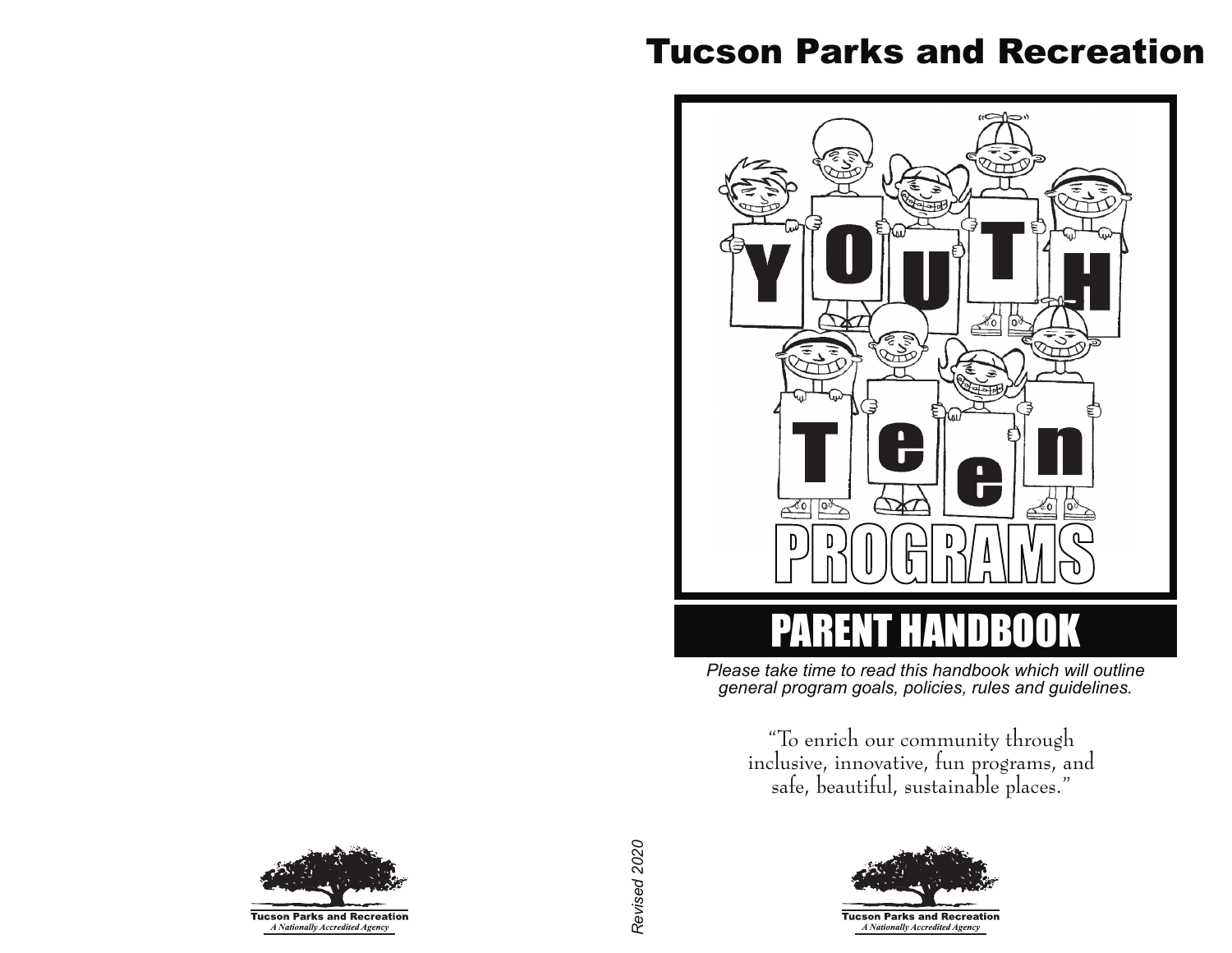# Tucson Parks and Recreation

YOUTH Teen PROGRAMS

## PARENT HANDBOOK

*Please take time to read this handbook which will outline general program goals, policies, rules and guidelines.*

"To enrich our community through inclusive, innovative, fun programs, and safe, beautiful, sustainable places."

Tucson Parks and Recreation
*A Nationally Accredited Agency*

*Revised 2020*

Tucson Parks and Recreation
*A Nationally Accredited Agency*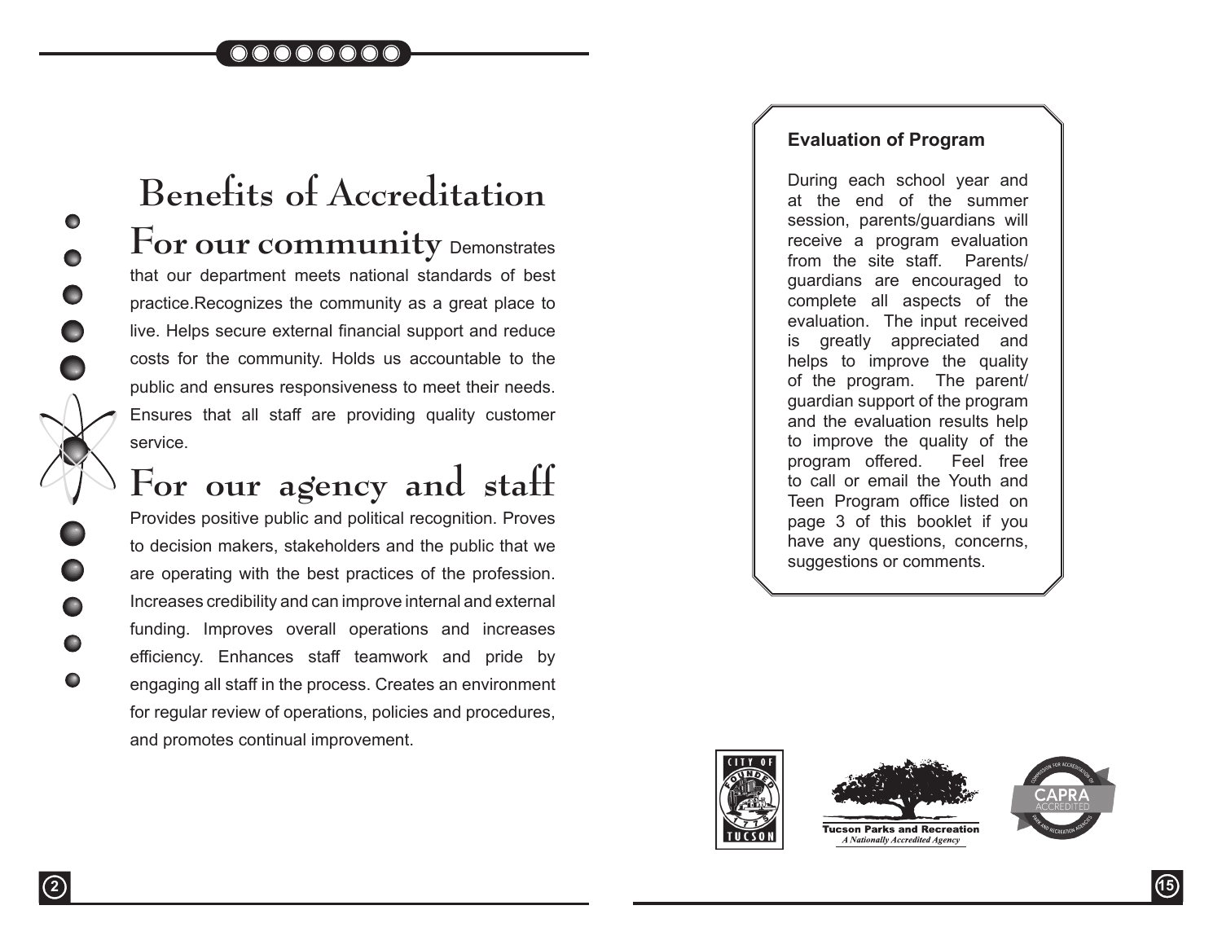# Benefits of Accreditation

## For our community

Demonstrates that our department meets national standards of best practice.Recognizes the community as a great place to live. Helps secure external financial support and reduce costs for the community. Holds us accountable to the public and ensures responsiveness to meet their needs. Ensures that all staff are providing quality customer service.

## For our agency and staff

Provides positive public and political recognition. Proves to decision makers, stakeholders and the public that we are operating with the best practices of the profession. Increases credibility and can improve internal and external funding. Improves overall operations and increases efficiency. Enhances staff teamwork and pride by engaging all staff in the process. Creates an environment for regular review of operations, policies and procedures, and promotes continual improvement.

**Evaluation of Program**

During each school year and at the end of the summer session, parents/guardians will receive a program evaluation from the site staff. Parents/guardians are encouraged to complete all aspects of the evaluation. The input received is greatly appreciated and helps to improve the quality of the program. The parent/guardian support of the program and the evaluation results help to improve the quality of the program offered. Feel free to call or email the Youth and Teen Program office listed on page 3 of this booklet if you have any questions, concerns, suggestions or comments.

Tucson Parks and Recreation

*A Nationally Accredited Agency*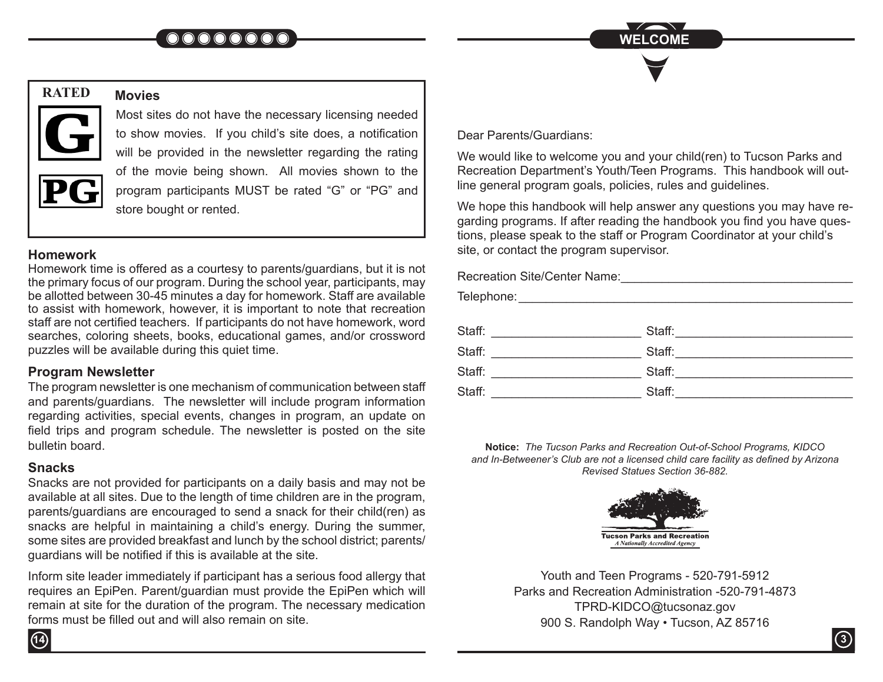## Movies

RATED G PG

Most sites do not have the necessary licensing needed to show movies. If you child's site does, a notification will be provided in the newsletter regarding the rating of the movie being shown. All movies shown to the program participants MUST be rated "G" or "PG" and store bought or rented.

## Homework

Homework time is offered as a courtesy to parents/guardians, but it is not the primary focus of our program. During the school year, participants, may be allotted between 30-45 minutes a day for homework. Staff are available to assist with homework, however, it is important to note that recreation staff are not certified teachers. If participants do not have homework, word searches, coloring sheets, books, educational games, and/or crossword puzzles will be available during this quiet time.

## Program Newsletter

The program newsletter is one mechanism of communication between staff and parents/guardians. The newsletter will include program information regarding activities, special events, changes in program, an update on field trips and program schedule. The newsletter is posted on the site bulletin board.

## Snacks

Snacks are not provided for participants on a daily basis and may not be available at all sites. Due to the length of time children are in the program, parents/guardians are encouraged to send a snack for their child(ren) as snacks are helpful in maintaining a child's energy. During the summer, some sites are provided breakfast and lunch by the school district; parents/guardians will be notified if this is available at the site.

Inform site leader immediately if participant has a serious food allergy that requires an EpiPen. Parent/guardian must provide the EpiPen which will remain at site for the duration of the program. The necessary medication forms must be filled out and will also remain on site.

# WELCOME

Dear Parents/Guardians:

We would like to welcome you and your child(ren) to Tucson Parks and Recreation Department's Youth/Teen Programs. This handbook will outline general program goals, policies, rules and guidelines.

We hope this handbook will help answer any questions you may have regarding programs. If after reading the handbook you find you have questions, please speak to the staff or Program Coordinator at your child's site, or contact the program supervisor.

Recreation Site/Center Name:___________________________________

Telephone:_____________________________________________________

Staff: ______________________ Staff:__________________________

Staff: ______________________ Staff:__________________________

Staff: ______________________ Staff:__________________________

Staff: ______________________ Staff:__________________________

**Notice:** *The Tucson Parks and Recreation Out-of-School Programs, KIDCO and In-Betweener's Club are not a licensed child care facility as defined by Arizona Revised Statues Section 36-882.*

**Tucson Parks and Recreation**
*A Nationally Accredited Agency*

Youth and Teen Programs - 520-791-5912
Parks and Recreation Administration -520-791-4873
TPRD-KIDCO@tucsonaz.gov
900 S. Randolph Way • Tucson, AZ 85716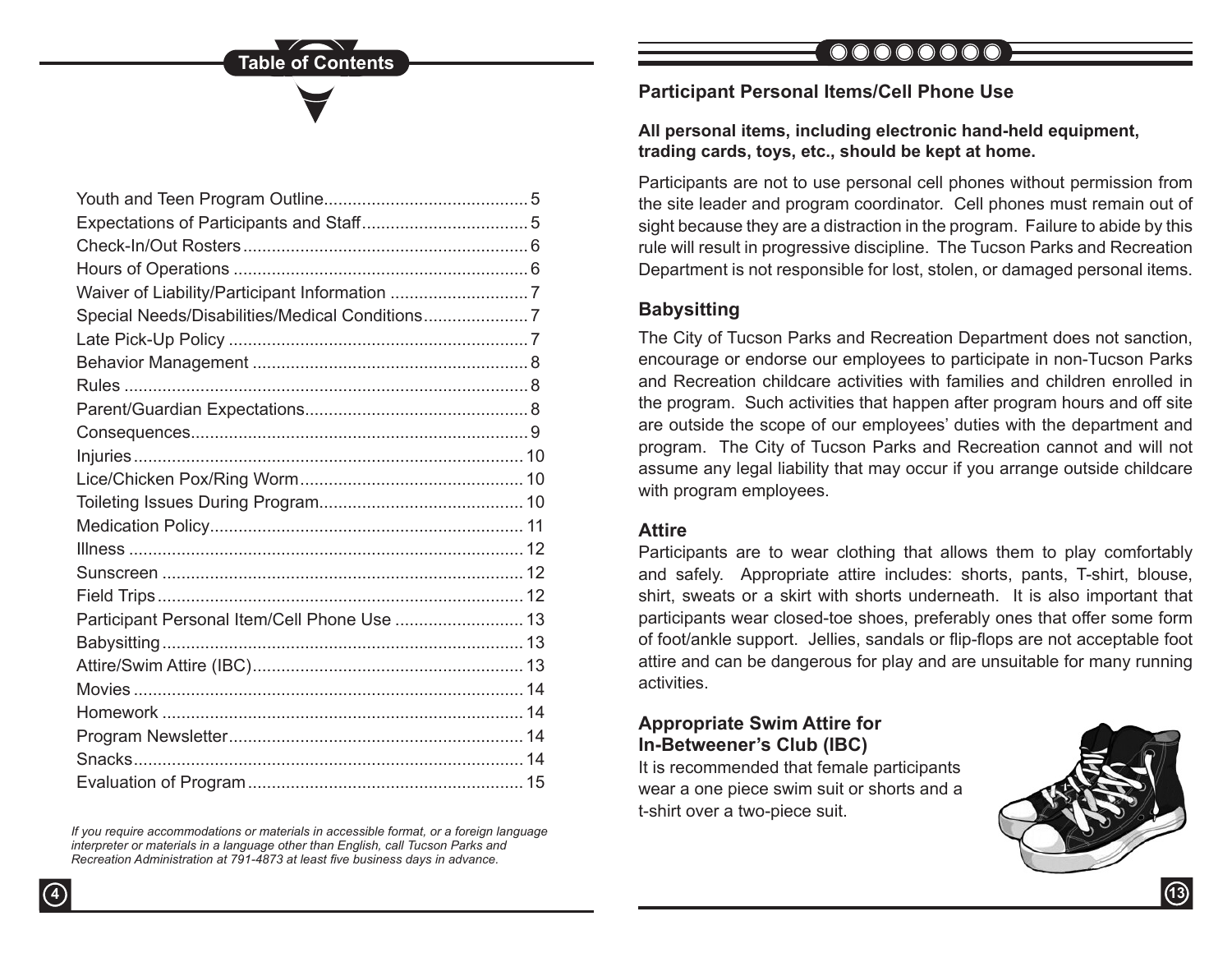## Table of Contents

| | |
|---|---|
| Youth and Teen Program Outline | 5 |
| Expectations of Participants and Staff | 5 |
| Check-In/Out Rosters | 6 |
| Hours of Operations | 6 |
| Waiver of Liability/Participant Information | 7 |
| Special Needs/Disabilities/Medical Conditions | 7 |
| Late Pick-Up Policy | 7 |
| Behavior Management | 8 |
| Rules | 8 |
| Parent/Guardian Expectations | 8 |
| Consequences | 9 |
| Injuries | 10 |
| Lice/Chicken Pox/Ring Worm | 10 |
| Toileting Issues During Program | 10 |
| Medication Policy | 11 |
| Illness | 12 |
| Sunscreen | 12 |
| Field Trips | 12 |
| Participant Personal Item/Cell Phone Use | 13 |
| Babysitting | 13 |
| Attire/Swim Attire (IBC) | 13 |
| Movies | 14 |
| Homework | 14 |
| Program Newsletter | 14 |
| Snacks | 14 |
| Evaluation of Program | 15 |

*If you require accommodations or materials in accessible format, or a foreign language interpreter or materials in a language other than English, call Tucson Parks and Recreation Administration at 791-4873 at least five business days in advance.*

### Participant Personal Items/Cell Phone Use

**All personal items, including electronic hand-held equipment, trading cards, toys, etc., should be kept at home.**

Participants are not to use personal cell phones without permission from the site leader and program coordinator. Cell phones must remain out of sight because they are a distraction in the program. Failure to abide by this rule will result in progressive discipline. The Tucson Parks and Recreation Department is not responsible for lost, stolen, or damaged personal items.

### Babysitting

The City of Tucson Parks and Recreation Department does not sanction, encourage or endorse our employees to participate in non-Tucson Parks and Recreation childcare activities with families and children enrolled in the program. Such activities that happen after program hours and off site are outside the scope of our employees' duties with the department and program. The City of Tucson Parks and Recreation cannot and will not assume any legal liability that may occur if you arrange outside childcare with program employees.

### Attire

Participants are to wear clothing that allows them to play comfortably and safely. Appropriate attire includes: shorts, pants, T-shirt, blouse, shirt, sweats or a skirt with shorts underneath. It is also important that participants wear closed-toe shoes, preferably ones that offer some form of foot/ankle support. Jellies, sandals or flip-flops are not acceptable foot attire and can be dangerous for play and are unsuitable for many running activities.

### Appropriate Swim Attire for In-Betweener's Club (IBC)

It is recommended that female participants wear a one piece swim suit or shorts and a t-shirt over a two-piece suit.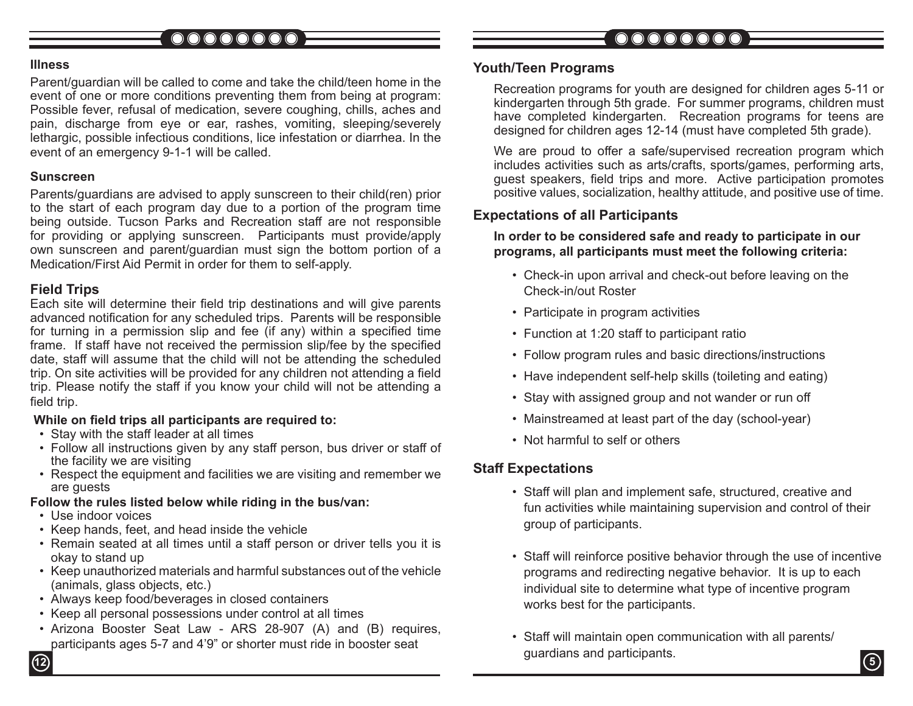### Illness

Parent/guardian will be called to come and take the child/teen home in the event of one or more conditions preventing them from being at program: Possible fever, refusal of medication, severe coughing, chills, aches and pain, discharge from eye or ear, rashes, vomiting, sleeping/severely lethargic, possible infectious conditions, lice infestation or diarrhea. In the event of an emergency 9-1-1 will be called.

### Sunscreen

Parents/guardians are advised to apply sunscreen to their child(ren) prior to the start of each program day due to a portion of the program time being outside. Tucson Parks and Recreation staff are not responsible for providing or applying sunscreen. Participants must provide/apply own sunscreen and parent/guardian must sign the bottom portion of a Medication/First Aid Permit in order for them to self-apply.

## Field Trips

Each site will determine their field trip destinations and will give parents advanced notification for any scheduled trips. Parents will be responsible for turning in a permission slip and fee (if any) within a specified time frame. If staff have not received the permission slip/fee by the specified date, staff will assume that the child will not be attending the scheduled trip. On site activities will be provided for any children not attending a field trip. Please notify the staff if you know your child will not be attending a field trip.

**While on field trips all participants are required to:**

- Stay with the staff leader at all times
- Follow all instructions given by any staff person, bus driver or staff of the facility we are visiting
- Respect the equipment and facilities we are visiting and remember we are guests

**Follow the rules listed below while riding in the bus/van:**

- Use indoor voices
- Keep hands, feet, and head inside the vehicle
- Remain seated at all times until a staff person or driver tells you it is okay to stand up
- Keep unauthorized materials and harmful substances out of the vehicle (animals, glass objects, etc.)
- Always keep food/beverages in closed containers
- Keep all personal possessions under control at all times
- Arizona Booster Seat Law - ARS 28-907 (A) and (B) requires, participants ages 5-7 and 4'9" or shorter must ride in booster seat

## Youth/Teen Programs

Recreation programs for youth are designed for children ages 5-11 or kindergarten through 5th grade. For summer programs, children must have completed kindergarten. Recreation programs for teens are designed for children ages 12-14 (must have completed 5th grade).

We are proud to offer a safe/supervised recreation program which includes activities such as arts/crafts, sports/games, performing arts, guest speakers, field trips and more. Active participation promotes positive values, socialization, healthy attitude, and positive use of time.

## Expectations of all Participants

**In order to be considered safe and ready to participate in our programs, all participants must meet the following criteria:**

- Check-in upon arrival and check-out before leaving on the Check-in/out Roster
- Participate in program activities
- Function at 1:20 staff to participant ratio
- Follow program rules and basic directions/instructions
- Have independent self-help skills (toileting and eating)
- Stay with assigned group and not wander or run off
- Mainstreamed at least part of the day (school-year)
- Not harmful to self or others

## Staff Expectations

- Staff will plan and implement safe, structured, creative and fun activities while maintaining supervision and control of their group of participants.
- Staff will reinforce positive behavior through the use of incentive programs and redirecting negative behavior. It is up to each individual site to determine what type of incentive program works best for the participants.
- Staff will maintain open communication with all parents/guardians and participants.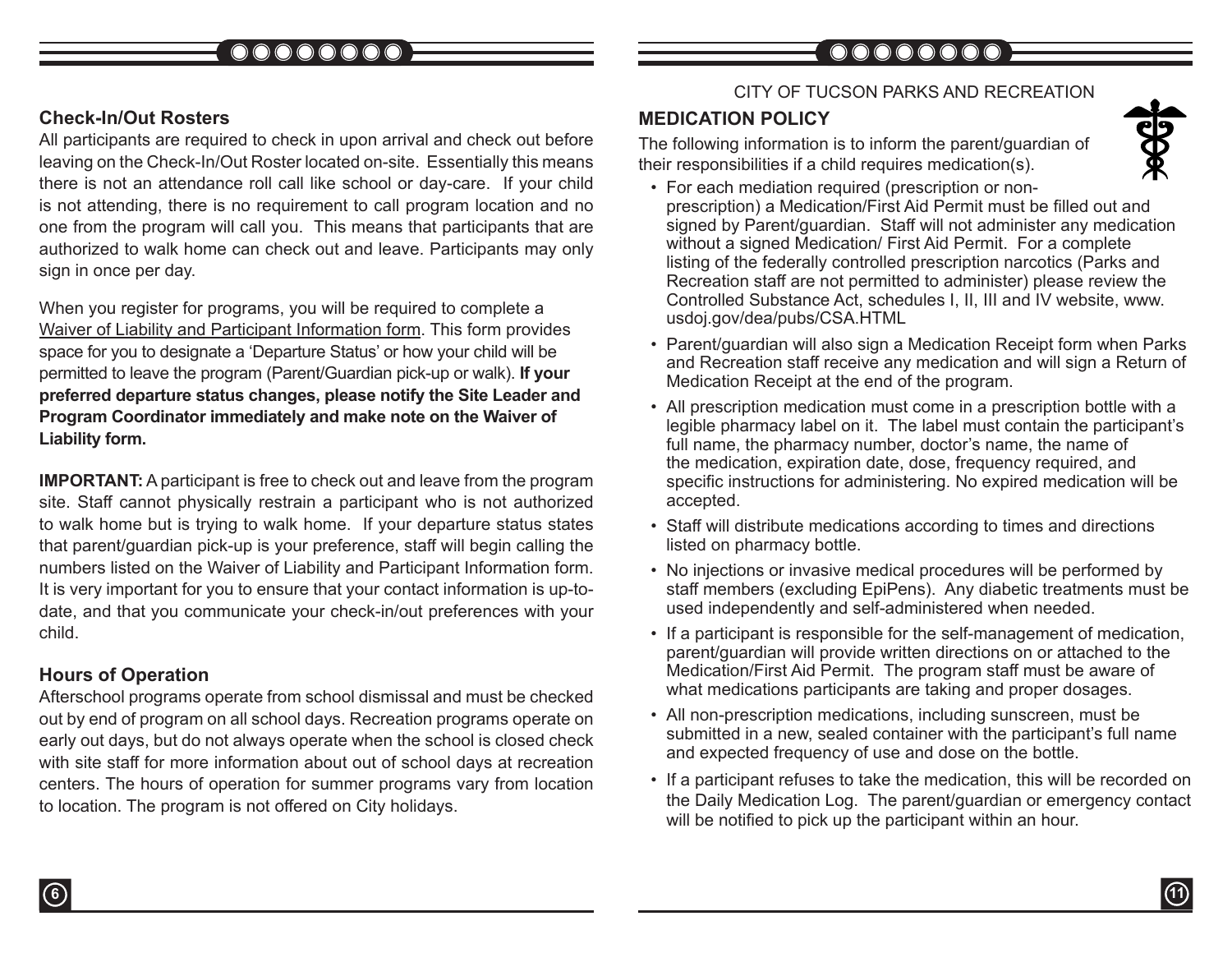## Check-In/Out Rosters

All participants are required to check in upon arrival and check out before leaving on the Check-In/Out Roster located on-site. Essentially this means there is not an attendance roll call like school or day-care. If your child is not attending, there is no requirement to call program location and no one from the program will call you. This means that participants that are authorized to walk home can check out and leave. Participants may only sign in once per day.

When you register for programs, you will be required to complete a Waiver of Liability and Participant Information form. This form provides space for you to designate a 'Departure Status' or how your child will be permitted to leave the program (Parent/Guardian pick-up or walk). **If your preferred departure status changes, please notify the Site Leader and Program Coordinator immediately and make note on the Waiver of Liability form.**

**IMPORTANT:** A participant is free to check out and leave from the program site. Staff cannot physically restrain a participant who is not authorized to walk home but is trying to walk home. If your departure status states that parent/guardian pick-up is your preference, staff will begin calling the numbers listed on the Waiver of Liability and Participant Information form. It is very important for you to ensure that your contact information is up-to-date, and that you communicate your check-in/out preferences with your child.

## Hours of Operation

Afterschool programs operate from school dismissal and must be checked out by end of program on all school days. Recreation programs operate on early out days, but do not always operate when the school is closed check with site staff for more information about out of school days at recreation centers. The hours of operation for summer programs vary from location to location. The program is not offered on City holidays.

CITY OF TUCSON PARKS AND RECREATION

## MEDICATION POLICY

The following information is to inform the parent/guardian of their responsibilities if a child requires medication(s).

- For each mediation required (prescription or non-prescription) a Medication/First Aid Permit must be filled out and signed by Parent/guardian. Staff will not administer any medication without a signed Medication/ First Aid Permit. For a complete listing of the federally controlled prescription narcotics (Parks and Recreation staff are not permitted to administer) please review the Controlled Substance Act, schedules I, II, III and IV website, www.usdoj.gov/dea/pubs/CSA.HTML
- Parent/guardian will also sign a Medication Receipt form when Parks and Recreation staff receive any medication and will sign a Return of Medication Receipt at the end of the program.
- All prescription medication must come in a prescription bottle with a legible pharmacy label on it. The label must contain the participant's full name, the pharmacy number, doctor's name, the name of the medication, expiration date, dose, frequency required, and specific instructions for administering. No expired medication will be accepted.
- Staff will distribute medications according to times and directions listed on pharmacy bottle.
- No injections or invasive medical procedures will be performed by staff members (excluding EpiPens). Any diabetic treatments must be used independently and self-administered when needed.
- If a participant is responsible for the self-management of medication, parent/guardian will provide written directions on or attached to the Medication/First Aid Permit. The program staff must be aware of what medications participants are taking and proper dosages.
- All non-prescription medications, including sunscreen, must be submitted in a new, sealed container with the participant's full name and expected frequency of use and dose on the bottle.
- If a participant refuses to take the medication, this will be recorded on the Daily Medication Log. The parent/guardian or emergency contact will be notified to pick up the participant within an hour.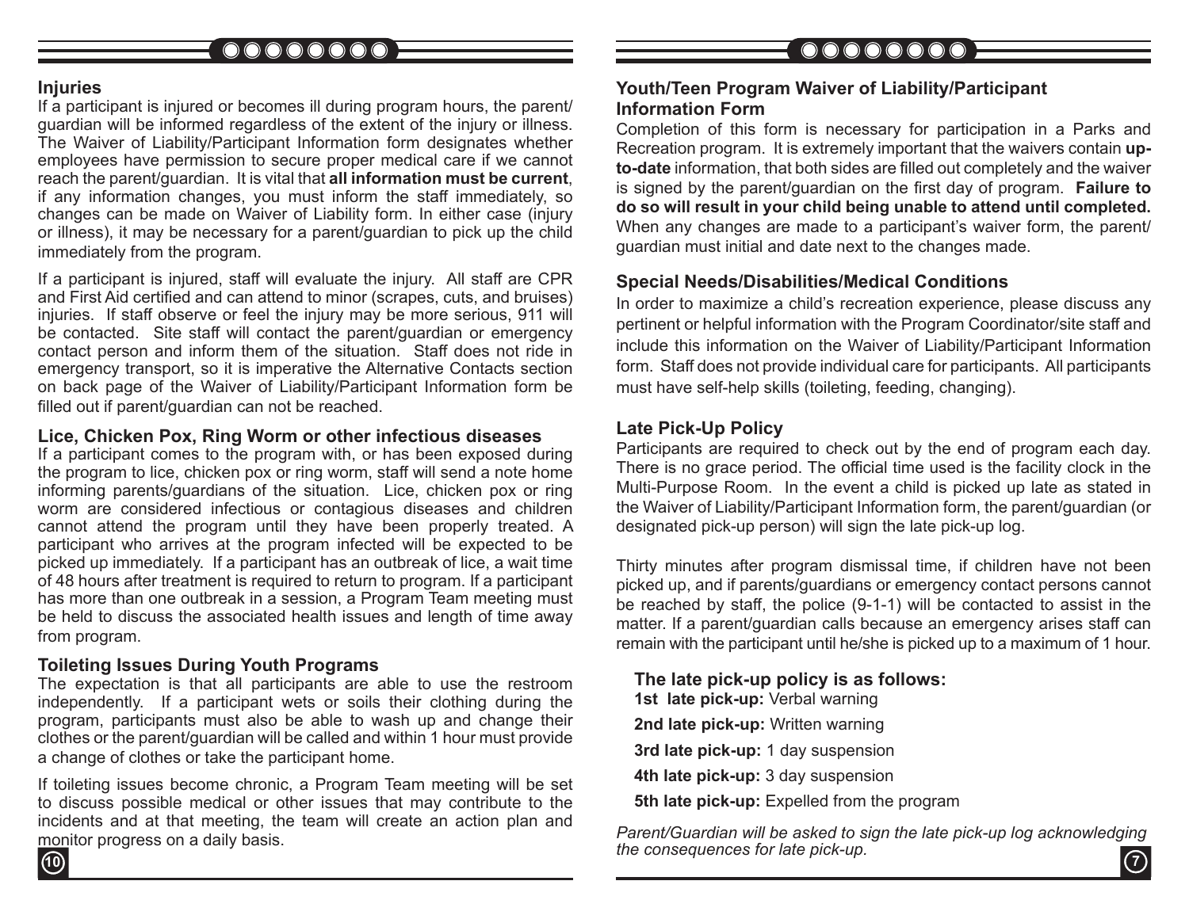## Injuries

If a participant is injured or becomes ill during program hours, the parent/guardian will be informed regardless of the extent of the injury or illness. The Waiver of Liability/Participant Information form designates whether employees have permission to secure proper medical care if we cannot reach the parent/guardian. It is vital that **all information must be current**, if any information changes, you must inform the staff immediately, so changes can be made on Waiver of Liability form. In either case (injury or illness), it may be necessary for a parent/guardian to pick up the child immediately from the program.

If a participant is injured, staff will evaluate the injury. All staff are CPR and First Aid certified and can attend to minor (scrapes, cuts, and bruises) injuries. If staff observe or feel the injury may be more serious, 911 will be contacted. Site staff will contact the parent/guardian or emergency contact person and inform them of the situation. Staff does not ride in emergency transport, so it is imperative the Alternative Contacts section on back page of the Waiver of Liability/Participant Information form be filled out if parent/guardian can not be reached.

## Lice, Chicken Pox, Ring Worm or other infectious diseases

If a participant comes to the program with, or has been exposed during the program to lice, chicken pox or ring worm, staff will send a note home informing parents/guardians of the situation. Lice, chicken pox or ring worm are considered infectious or contagious diseases and children cannot attend the program until they have been properly treated. A participant who arrives at the program infected will be expected to be picked up immediately. If a participant has an outbreak of lice, a wait time of 48 hours after treatment is required to return to program. If a participant has more than one outbreak in a session, a Program Team meeting must be held to discuss the associated health issues and length of time away from program.

## Toileting Issues During Youth Programs

The expectation is that all participants are able to use the restroom independently. If a participant wets or soils their clothing during the program, participants must also be able to wash up and change their clothes or the parent/guardian will be called and within 1 hour must provide a change of clothes or take the participant home.

If toileting issues become chronic, a Program Team meeting will be set to discuss possible medical or other issues that may contribute to the incidents and at that meeting, the team will create an action plan and monitor progress on a daily basis.

## Youth/Teen Program Waiver of Liability/Participant Information Form

Completion of this form is necessary for participation in a Parks and Recreation program. It is extremely important that the waivers contain **up-to-date** information, that both sides are filled out completely and the waiver is signed by the parent/guardian on the first day of program. **Failure to do so will result in your child being unable to attend until completed.** When any changes are made to a participant's waiver form, the parent/guardian must initial and date next to the changes made.

## Special Needs/Disabilities/Medical Conditions

In order to maximize a child's recreation experience, please discuss any pertinent or helpful information with the Program Coordinator/site staff and include this information on the Waiver of Liability/Participant Information form. Staff does not provide individual care for participants. All participants must have self-help skills (toileting, feeding, changing).

## Late Pick-Up Policy

Participants are required to check out by the end of program each day. There is no grace period. The official time used is the facility clock in the Multi-Purpose Room. In the event a child is picked up late as stated in the Waiver of Liability/Participant Information form, the parent/guardian (or designated pick-up person) will sign the late pick-up log.

Thirty minutes after program dismissal time, if children have not been picked up, and if parents/guardians or emergency contact persons cannot be reached by staff, the police (9-1-1) will be contacted to assist in the matter. If a parent/guardian calls because an emergency arises staff can remain with the participant until he/she is picked up to a maximum of 1 hour.

**The late pick-up policy is as follows:**

**1st late pick-up:** Verbal warning

**2nd late pick-up:** Written warning

**3rd late pick-up:** 1 day suspension

**4th late pick-up:** 3 day suspension

**5th late pick-up:** Expelled from the program

*Parent/Guardian will be asked to sign the late pick-up log acknowledging the consequences for late pick-up.*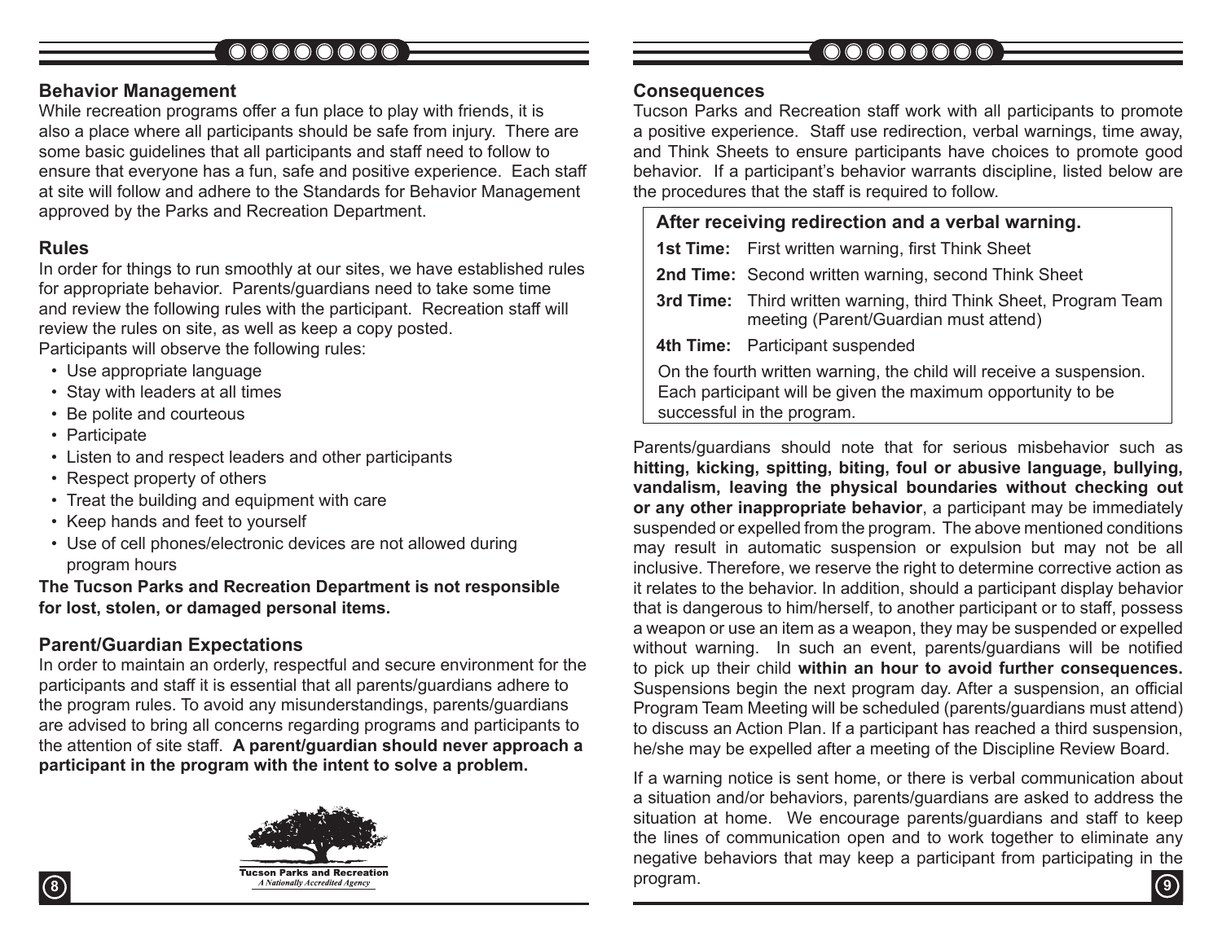## Behavior Management

While recreation programs offer a fun place to play with friends, it is also a place where all participants should be safe from injury. There are some basic guidelines that all participants and staff need to follow to ensure that everyone has a fun, safe and positive experience. Each staff at site will follow and adhere to the Standards for Behavior Management approved by the Parks and Recreation Department.

## Rules

In order for things to run smoothly at our sites, we have established rules for appropriate behavior. Parents/guardians need to take some time and review the following rules with the participant. Recreation staff will review the rules on site, as well as keep a copy posted.
Participants will observe the following rules:

- Use appropriate language
- Stay with leaders at all times
- Be polite and courteous
- Participate
- Listen to and respect leaders and other participants
- Respect property of others
- Treat the building and equipment with care
- Keep hands and feet to yourself
- Use of cell phones/electronic devices are not allowed during program hours

**The Tucson Parks and Recreation Department is not responsible for lost, stolen, or damaged personal items.**

## Parent/Guardian Expectations

In order to maintain an orderly, respectful and secure environment for the participants and staff it is essential that all parents/guardians adhere to the program rules. To avoid any misunderstandings, parents/guardians are advised to bring all concerns regarding programs and participants to the attention of site staff. **A parent/guardian should never approach a participant in the program with the intent to solve a problem.**

Tucson Parks and Recreation
*A Nationally Accredited Agency*

## Consequences

Tucson Parks and Recreation staff work with all participants to promote a positive experience. Staff use redirection, verbal warnings, time away, and Think Sheets to ensure participants have choices to promote good behavior. If a participant's behavior warrants discipline, listed below are the procedures that the staff is required to follow.

**After receiving redirection and a verbal warning.**

| | |
|---|---|
| **1st Time:** | First written warning, first Think Sheet |
| **2nd Time:** | Second written warning, second Think Sheet |
| **3rd Time:** | Third written warning, third Think Sheet, Program Team meeting (Parent/Guardian must attend) |
| **4th Time:** | Participant suspended |

On the fourth written warning, the child will receive a suspension. Each participant will be given the maximum opportunity to be successful in the program.

Parents/guardians should note that for serious misbehavior such as **hitting, kicking, spitting, biting, foul or abusive language, bullying, vandalism, leaving the physical boundaries without checking out or any other inappropriate behavior**, a participant may be immediately suspended or expelled from the program. The above mentioned conditions may result in automatic suspension or expulsion but may not be all inclusive. Therefore, we reserve the right to determine corrective action as it relates to the behavior. In addition, should a participant display behavior that is dangerous to him/herself, to another participant or to staff, possess a weapon or use an item as a weapon, they may be suspended or expelled without warning. In such an event, parents/guardians will be notified to pick up their child **within an hour to avoid further consequences.** Suspensions begin the next program day. After a suspension, an official Program Team Meeting will be scheduled (parents/guardians must attend) to discuss an Action Plan. If a participant has reached a third suspension, he/she may be expelled after a meeting of the Discipline Review Board.

If a warning notice is sent home, or there is verbal communication about a situation and/or behaviors, parents/guardians are asked to address the situation at home. We encourage parents/guardians and staff to keep the lines of communication open and to work together to eliminate any negative behaviors that may keep a participant from participating in the program.